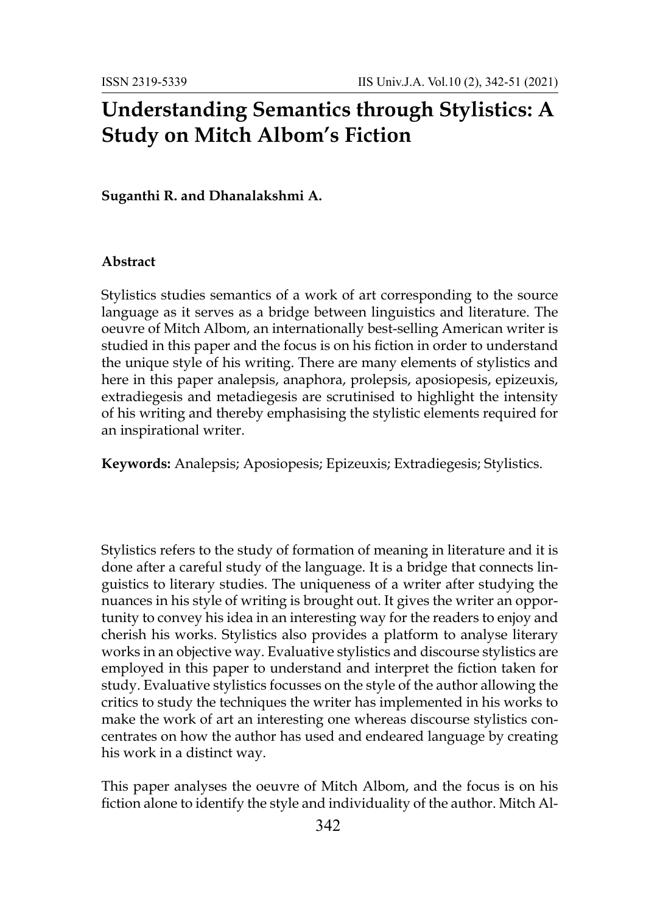# Understanding Semantics through Stylistics: A Study on Mitch Albom's Fiction

**Suganthi R. and Dhanalakshmi A.**

### Abstract

Stylistics studies semantics of a work of art corresponding to the source language as it serves as a bridge between linguistics and literature. The oeuvre of Mitch Albom, an internationally best-selling American writer is studied in this paper and the focus is on his fiction in order to understand the unique style of his writing. There are many elements of stylistics and here in this paper analepsis, anaphora, prolepsis, aposiopesis, epizeuxis, extradiegesis and metadiegesis are scrutinised to highlight the intensity of his writing and thereby emphasising the stylistic elements required for an inspirational writer.

**Keywords:** Analepsis; Aposiopesis; Epizeuxis; Extradiegesis; Stylistics.

Stylistics refers to the study of formation of meaning in literature and it is done after a careful study of the language. It is a bridge that connects linguistics to literary studies. The uniqueness of a writer after studying the nuances in his style of writing is brought out. It gives the writer an opportunity to convey his idea in an interesting way for the readers to enjoy and cherish his works. Stylistics also provides a platform to analyse literary works in an objective way. Evaluative stylistics and discourse stylistics are employed in this paper to understand and interpret the fiction taken for study. Evaluative stylistics focusses on the style of the author allowing the critics to study the techniques the writer has implemented in his works to make the work of art an interesting one whereas discourse stylistics concentrates on how the author has used and endeared language by creating his work in a distinct way.

This paper analyses the oeuvre of Mitch Albom, and the focus is on his fiction alone to identify the style and individuality of the author. Mitch Al-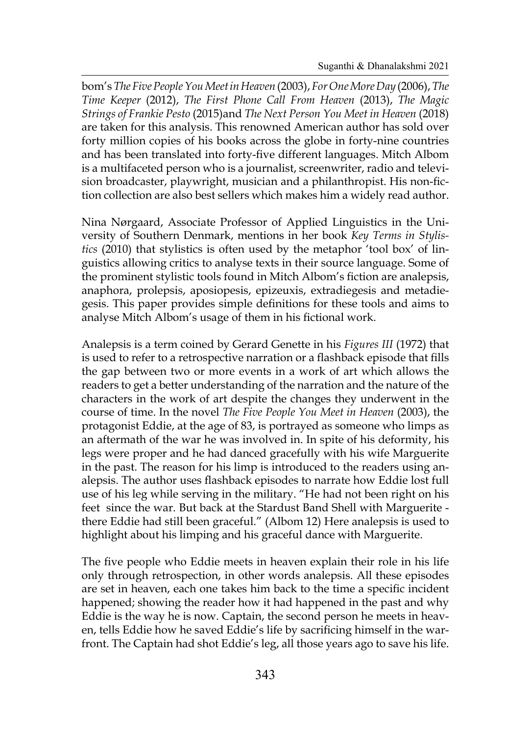bom's *The Five People You Meet in Heaven* (2003), *For One More Day* (2006), *The Time Keeper* (2012), *The First Phone Call From Heaven* (2013), *The Magic Strings of Frankie Pesto* (2015)and *The Next Person You Meet in Heaven* (2018) are taken for this analysis. This renowned American author has sold over forty million copies of his books across the globe in forty-nine countries and has been translated into forty-five different languages. Mitch Albom is a multifaceted person who is a journalist, screenwriter, radio and television broadcaster, playwright, musician and a philanthropist. His non-fiction collection are also best sellers which makes him a widely read author.

Nina Nørgaard, Associate Professor of Applied Linguistics in the University of Southern Denmark, mentions in her book *Key Terms in Stylistics* (2010) that stylistics is often used by the metaphor 'tool box' of linguistics allowing critics to analyse texts in their source language. Some of the prominent stylistic tools found in Mitch Albom's fiction are analepsis, anaphora, prolepsis, aposiopesis, epizeuxis, extradiegesis and metadiegesis. This paper provides simple definitions for these tools and aims to analyse Mitch Albom's usage of them in his fictional work.

Analepsis is a term coined by Gerard Genette in his *Figures III* (1972) that is used to refer to a retrospective narration or a flashback episode that fills the gap between two or more events in a work of art which allows the readers to get a better understanding of the narration and the nature of the characters in the work of art despite the changes they underwent in the course of time. In the novel *The Five People You Meet in Heaven* (2003), the protagonist Eddie, at the age of 83, is portrayed as someone who limps as an aftermath of the war he was involved in. In spite of his deformity, his legs were proper and he had danced gracefully with his wife Marguerite in the past. The reason for his limp is introduced to the readers using analepsis. The author uses flashback episodes to narrate how Eddie lost full use of his leg while serving in the military. "He had not been right on his feet since the war. But back at the Stardust Band Shell with Marguerite - there Eddie had still been graceful." (Albom 12) Here analepsis is used to highlight about his limping and his graceful dance with Marguerite.

The five people who Eddie meets in heaven explain their role in his life only through retrospection, in other words analepsis. All these episodes are set in heaven, each one takes him back to the time a specific incident happened; showing the reader how it had happened in the past and why Eddie is the way he is now. Captain, the second person he meets in heaven, tells Eddie how he saved Eddie's life by sacrificing himself in the warfront. The Captain had shot Eddie's leg, all those years ago to save his life.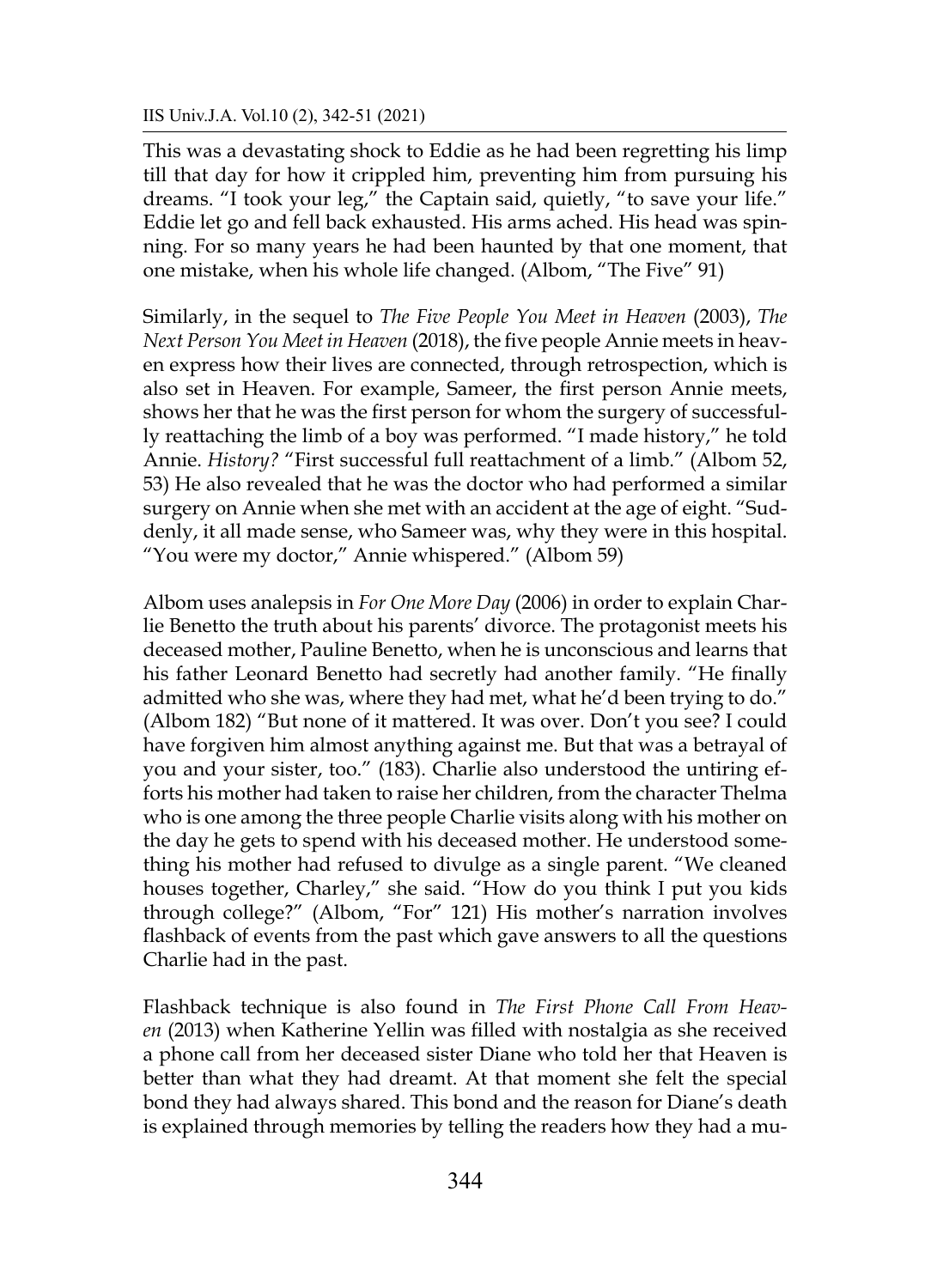This was a devastating shock to Eddie as he had been regretting his limp till that day for how it crippled him, preventing him from pursuing his dreams. "I took your leg," the Captain said, quietly, "to save your life." Eddie let go and fell back exhausted. His arms ached. His head was spinning. For so many years he had been haunted by that one moment, that one mistake, when his whole life changed. (Albom, "The Five" 91)

Similarly, in the sequel to *The Five People You Meet in Heaven* (2003), *The Next Person You Meet in Heaven* (2018), the five people Annie meets in heaven express how their lives are connected, through retrospection, which is also set in Heaven. For example, Sameer, the first person Annie meets, shows her that he was the first person for whom the surgery of successfully reattaching the limb of a boy was performed. "I made history," he told Annie. *History?* "First successful full reattachment of a limb." (Albom 52, 53) He also revealed that he was the doctor who had performed a similar surgery on Annie when she met with an accident at the age of eight. "Suddenly, it all made sense, who Sameer was, why they were in this hospital. "You were my doctor," Annie whispered." (Albom 59)

Albom uses analepsis in *For One More Day* (2006) in order to explain Charlie Benetto the truth about his parents' divorce. The protagonist meets his deceased mother, Pauline Benetto, when he is unconscious and learns that his father Leonard Benetto had secretly had another family. "He finally admitted who she was, where they had met, what he'd been trying to do." (Albom 182) "But none of it mattered. It was over. Don't you see? I could have forgiven him almost anything against me. But that was a betrayal of you and your sister, too." (183). Charlie also understood the untiring efforts his mother had taken to raise her children, from the character Thelma who is one among the three people Charlie visits along with his mother on the day he gets to spend with his deceased mother. He understood something his mother had refused to divulge as a single parent. "We cleaned houses together, Charley," she said. "How do you think I put you kids through college?" (Albom, "For" 121) His mother's narration involves flashback of events from the past which gave answers to all the questions Charlie had in the past.

Flashback technique is also found in *The First Phone Call From Heaven* (2013) when Katherine Yellin was filled with nostalgia as she received a phone call from her deceased sister Diane who told her that Heaven is better than what they had dreamt. At that moment she felt the special bond they had always shared. This bond and the reason for Diane's death is explained through memories by telling the readers how they had a mu-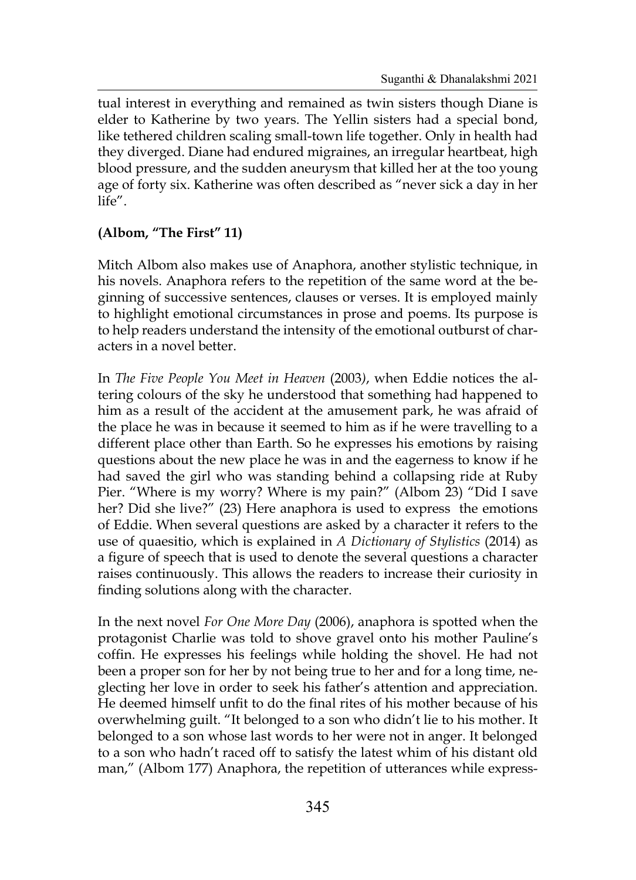tual interest in everything and remained as twin sisters though Diane is elder to Katherine by two years. The Yellin sisters had a special bond, like tethered children scaling small-town life together. Only in health had they diverged. Diane had endured migraines, an irregular heartbeat, high blood pressure, and the sudden aneurysm that killed her at the too young age of forty six. Katherine was often described as "never sick a day in her life".

**(Albom, "The First" 11)**

Mitch Albom also makes use of Anaphora, another stylistic technique, in his novels. Anaphora refers to the repetition of the same word at the beginning of successive sentences, clauses or verses. It is employed mainly to highlight emotional circumstances in prose and poems. Its purpose is to help readers understand the intensity of the emotional outburst of characters in a novel better.

In *The Five People You Meet in Heaven* (2003), when Eddie notices the altering colours of the sky he understood that something had happened to him as a result of the accident at the amusement park, he was afraid of the place he was in because it seemed to him as if he were travelling to a different place other than Earth. So he expresses his emotions by raising questions about the new place he was in and the eagerness to know if he had saved the girl who was standing behind a collapsing ride at Ruby Pier. "Where is my worry? Where is my pain?" (Albom 23) "Did I save her? Did she live?" (23) Here anaphora is used to express the emotions of Eddie. When several questions are asked by a character it refers to the use of quaesitio, which is explained in *A Dictionary of Stylistics* (2014) as a figure of speech that is used to denote the several questions a character raises continuously. This allows the readers to increase their curiosity in finding solutions along with the character.

In the next novel *For One More Day* (2006), anaphora is spotted when the protagonist Charlie was told to shove gravel onto his mother Pauline's coffin. He expresses his feelings while holding the shovel. He had not been a proper son for her by not being true to her and for a long time, neglecting her love in order to seek his father's attention and appreciation. He deemed himself unfit to do the final rites of his mother because of his overwhelming guilt. "It belonged to a son who didn't lie to his mother. It belonged to a son whose last words to her were not in anger. It belonged to a son who hadn't raced off to satisfy the latest whim of his distant old man," (Albom 177) Anaphora, the repetition of utterances while express-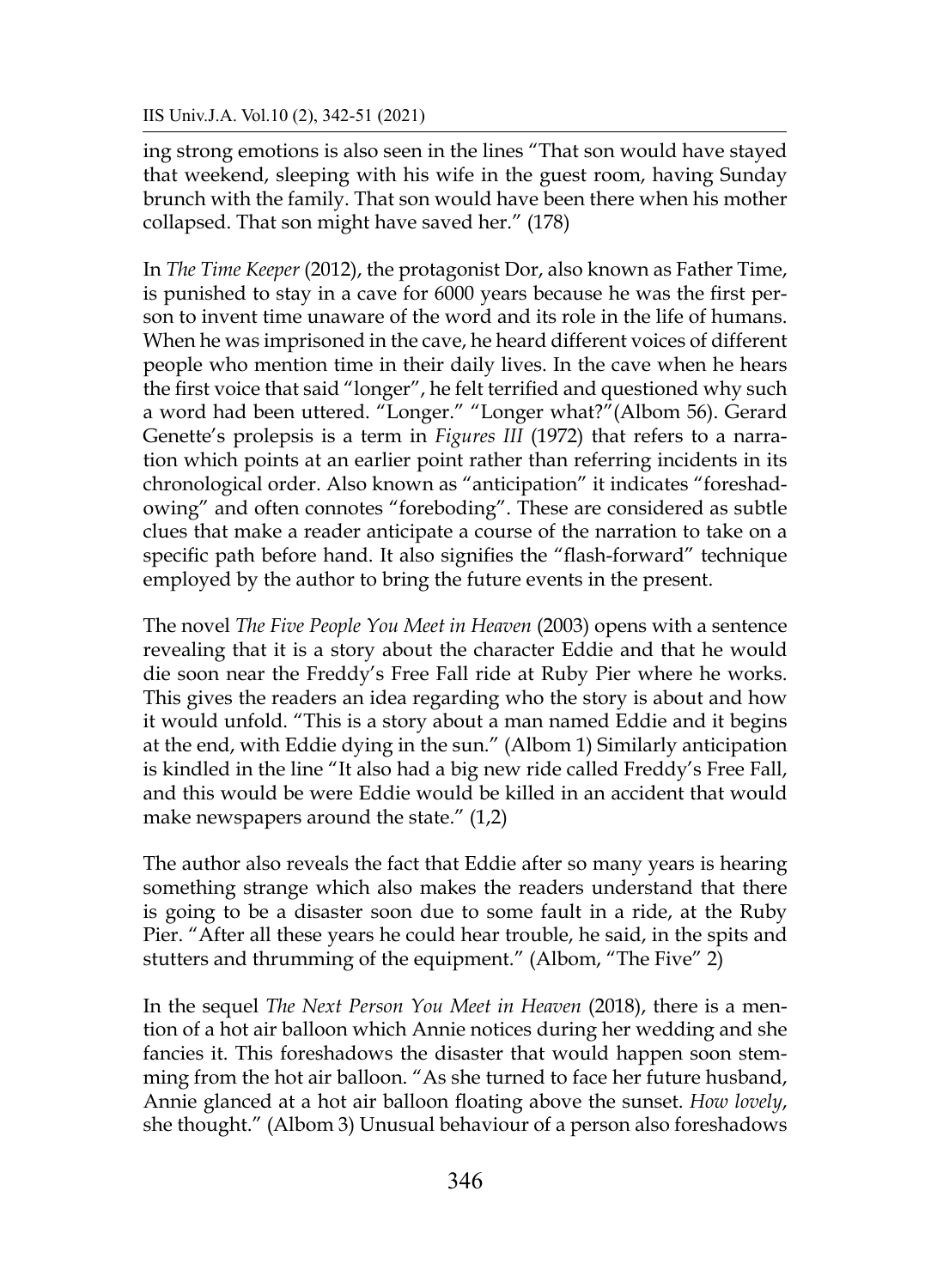ing strong emotions is also seen in the lines "That son would have stayed that weekend, sleeping with his wife in the guest room, having Sunday brunch with the family. That son would have been there when his mother collapsed. That son might have saved her." (178)

In *The Time Keeper* (2012), the protagonist Dor, also known as Father Time, is punished to stay in a cave for 6000 years because he was the first person to invent time unaware of the word and its role in the life of humans. When he was imprisoned in the cave, he heard different voices of different people who mention time in their daily lives. In the cave when he hears the first voice that said "longer", he felt terrified and questioned why such a word had been uttered. "Longer." "Longer what?"(Albom 56). Gerard Genette's prolepsis is a term in *Figures III* (1972) that refers to a narration which points at an earlier point rather than referring incidents in its chronological order. Also known as "anticipation" it indicates "foreshadowing" and often connotes "foreboding". These are considered as subtle clues that make a reader anticipate a course of the narration to take on a specific path before hand. It also signifies the "flash-forward" technique employed by the author to bring the future events in the present.

The novel *The Five People You Meet in Heaven* (2003) opens with a sentence revealing that it is a story about the character Eddie and that he would die soon near the Freddy's Free Fall ride at Ruby Pier where he works. This gives the readers an idea regarding who the story is about and how it would unfold. "This is a story about a man named Eddie and it begins at the end, with Eddie dying in the sun." (Albom 1) Similarly anticipation is kindled in the line "It also had a big new ride called Freddy's Free Fall, and this would be were Eddie would be killed in an accident that would make newspapers around the state." (1,2)

The author also reveals the fact that Eddie after so many years is hearing something strange which also makes the readers understand that there is going to be a disaster soon due to some fault in a ride, at the Ruby Pier. "After all these years he could hear trouble, he said, in the spits and stutters and thrumming of the equipment." (Albom, "The Five" 2)

In the sequel *The Next Person You Meet in Heaven* (2018), there is a mention of a hot air balloon which Annie notices during her wedding and she fancies it. This foreshadows the disaster that would happen soon stemming from the hot air balloon. "As she turned to face her future husband, Annie glanced at a hot air balloon floating above the sunset. *How lovely*, she thought." (Albom 3) Unusual behaviour of a person also foreshadows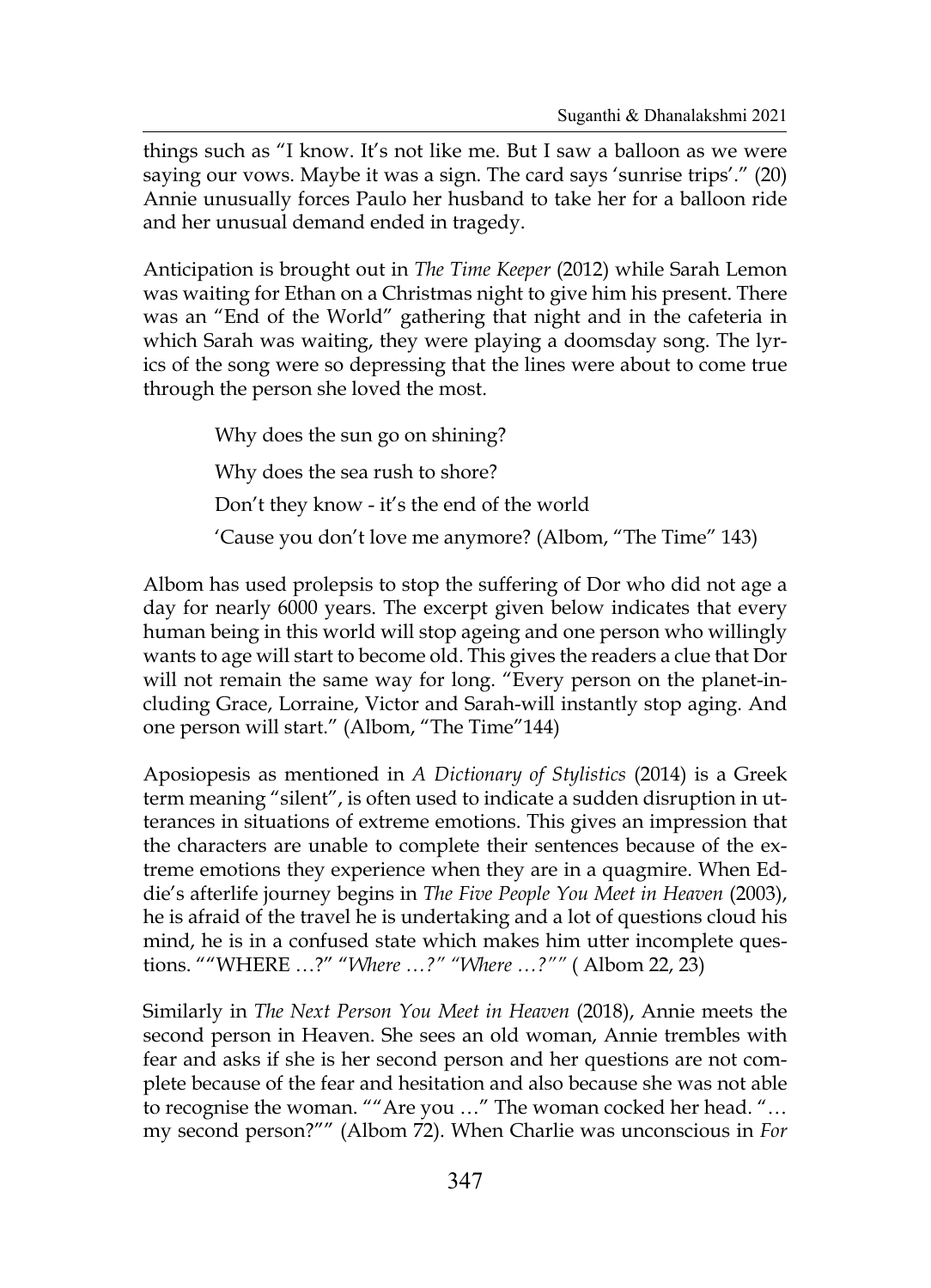things such as "I know. It's not like me. But I saw a balloon as we were saying our vows. Maybe it was a sign. The card says 'sunrise trips'." (20) Annie unusually forces Paulo her husband to take her for a balloon ride and her unusual demand ended in tragedy.

Anticipation is brought out in *The Time Keeper* (2012) while Sarah Lemon was waiting for Ethan on a Christmas night to give him his present. There was an "End of the World" gathering that night and in the cafeteria in which Sarah was waiting, they were playing a doomsday song. The lyrics of the song were so depressing that the lines were about to come true through the person she loved the most.

> Why does the sun go on shining?
>
> Why does the sea rush to shore?
>
> Don't they know - it's the end of the world
>
> 'Cause you don't love me anymore? (Albom, "The Time" 143)

Albom has used prolepsis to stop the suffering of Dor who did not age a day for nearly 6000 years. The excerpt given below indicates that every human being in this world will stop ageing and one person who willingly wants to age will start to become old. This gives the readers a clue that Dor will not remain the same way for long. "Every person on the planet-including Grace, Lorraine, Victor and Sarah-will instantly stop aging. And one person will start." (Albom, "The Time"144)

Aposiopesis as mentioned in *A Dictionary of Stylistics* (2014) is a Greek term meaning "silent", is often used to indicate a sudden disruption in utterances in situations of extreme emotions. This gives an impression that the characters are unable to complete their sentences because of the extreme emotions they experience when they are in a quagmire. When Eddie's afterlife journey begins in *The Five People You Meet in Heaven* (2003), he is afraid of the travel he is undertaking and a lot of questions cloud his mind, he is in a confused state which makes him utter incomplete questions. ""WHERE …?" "*Where …?" "Where …?*"" ( Albom 22, 23)

Similarly in *The Next Person You Meet in Heaven* (2018), Annie meets the second person in Heaven. She sees an old woman, Annie trembles with fear and asks if she is her second person and her questions are not complete because of the fear and hesitation and also because she was not able to recognise the woman. ""Are you …" The woman cocked her head. "… my second person?"" (Albom 72). When Charlie was unconscious in *For*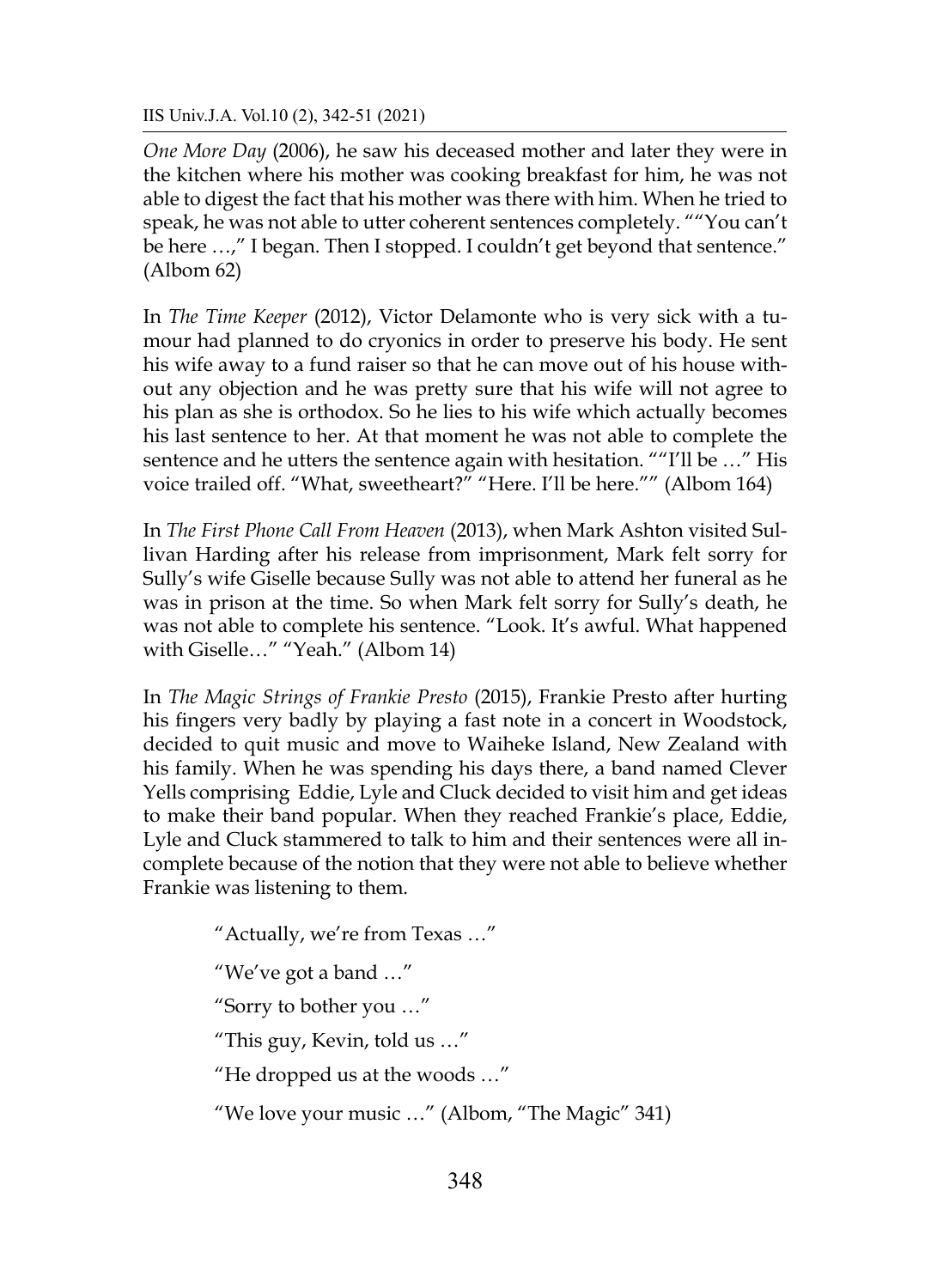*One More Day* (2006), he saw his deceased mother and later they were in the kitchen where his mother was cooking breakfast for him, he was not able to digest the fact that his mother was there with him. When he tried to speak, he was not able to utter coherent sentences completely. ""You can't be here …," I began. Then I stopped. I couldn't get beyond that sentence." (Albom 62)

In *The Time Keeper* (2012), Victor Delamonte who is very sick with a tumour had planned to do cryonics in order to preserve his body. He sent his wife away to a fund raiser so that he can move out of his house without any objection and he was pretty sure that his wife will not agree to his plan as she is orthodox. So he lies to his wife which actually becomes his last sentence to her. At that moment he was not able to complete the sentence and he utters the sentence again with hesitation. ""I'll be …" His voice trailed off. "What, sweetheart?" "Here. I'll be here."" (Albom 164)

In *The First Phone Call From Heaven* (2013), when Mark Ashton visited Sullivan Harding after his release from imprisonment, Mark felt sorry for Sully's wife Giselle because Sully was not able to attend her funeral as he was in prison at the time. So when Mark felt sorry for Sully's death, he was not able to complete his sentence. "Look. It's awful. What happened with Giselle…" "Yeah." (Albom 14)

In *The Magic Strings of Frankie Presto* (2015), Frankie Presto after hurting his fingers very badly by playing a fast note in a concert in Woodstock, decided to quit music and move to Waiheke Island, New Zealand with his family. When he was spending his days there, a band named Clever Yells comprising Eddie, Lyle and Cluck decided to visit him and get ideas to make their band popular. When they reached Frankie's place, Eddie, Lyle and Cluck stammered to talk to him and their sentences were all incomplete because of the notion that they were not able to believe whether Frankie was listening to them.

> "Actually, we're from Texas …"
>
> "We've got a band …"
>
> "Sorry to bother you …"
>
> "This guy, Kevin, told us …"
>
> "He dropped us at the woods …"
>
> "We love your music …" (Albom, "The Magic" 341)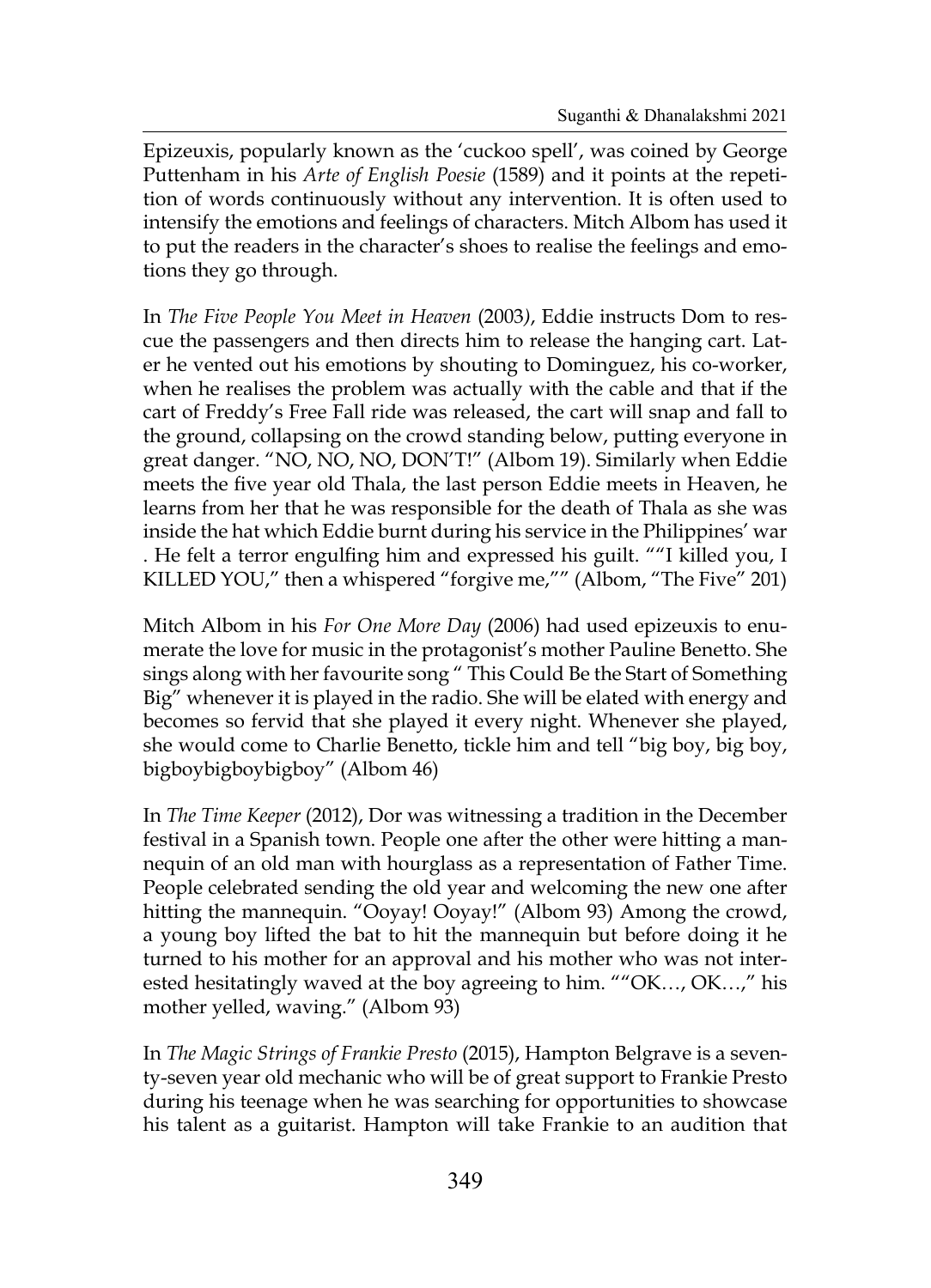Epizeuxis, popularly known as the 'cuckoo spell', was coined by George Puttenham in his *Arte of English Poesie* (1589) and it points at the repetition of words continuously without any intervention. It is often used to intensify the emotions and feelings of characters. Mitch Albom has used it to put the readers in the character's shoes to realise the feelings and emotions they go through.

In *The Five People You Meet in Heaven* (2003*)*, Eddie instructs Dom to rescue the passengers and then directs him to release the hanging cart. Later he vented out his emotions by shouting to Dominguez, his co-worker, when he realises the problem was actually with the cable and that if the cart of Freddy's Free Fall ride was released, the cart will snap and fall to the ground, collapsing on the crowd standing below, putting everyone in great danger. "NO, NO, NO, DON'T!" (Albom 19). Similarly when Eddie meets the five year old Thala, the last person Eddie meets in Heaven, he learns from her that he was responsible for the death of Thala as she was inside the hat which Eddie burnt during his service in the Philippines' war . He felt a terror engulfing him and expressed his guilt. ""I killed you, I KILLED YOU," then a whispered "forgive me,"" (Albom, "The Five" 201)

Mitch Albom in his *For One More Day* (2006) had used epizeuxis to enumerate the love for music in the protagonist's mother Pauline Benetto. She sings along with her favourite song " This Could Be the Start of Something Big" whenever it is played in the radio. She will be elated with energy and becomes so fervid that she played it every night. Whenever she played, she would come to Charlie Benetto, tickle him and tell "big boy, big boy, bigboybigboybigboy" (Albom 46)

In *The Time Keeper* (2012), Dor was witnessing a tradition in the December festival in a Spanish town. People one after the other were hitting a mannequin of an old man with hourglass as a representation of Father Time. People celebrated sending the old year and welcoming the new one after hitting the mannequin. "Ooyay! Ooyay!" (Albom 93) Among the crowd, a young boy lifted the bat to hit the mannequin but before doing it he turned to his mother for an approval and his mother who was not interested hesitatingly waved at the boy agreeing to him. ""OK…, OK…," his mother yelled, waving." (Albom 93)

In *The Magic Strings of Frankie Presto* (2015), Hampton Belgrave is a seventy-seven year old mechanic who will be of great support to Frankie Presto during his teenage when he was searching for opportunities to showcase his talent as a guitarist. Hampton will take Frankie to an audition that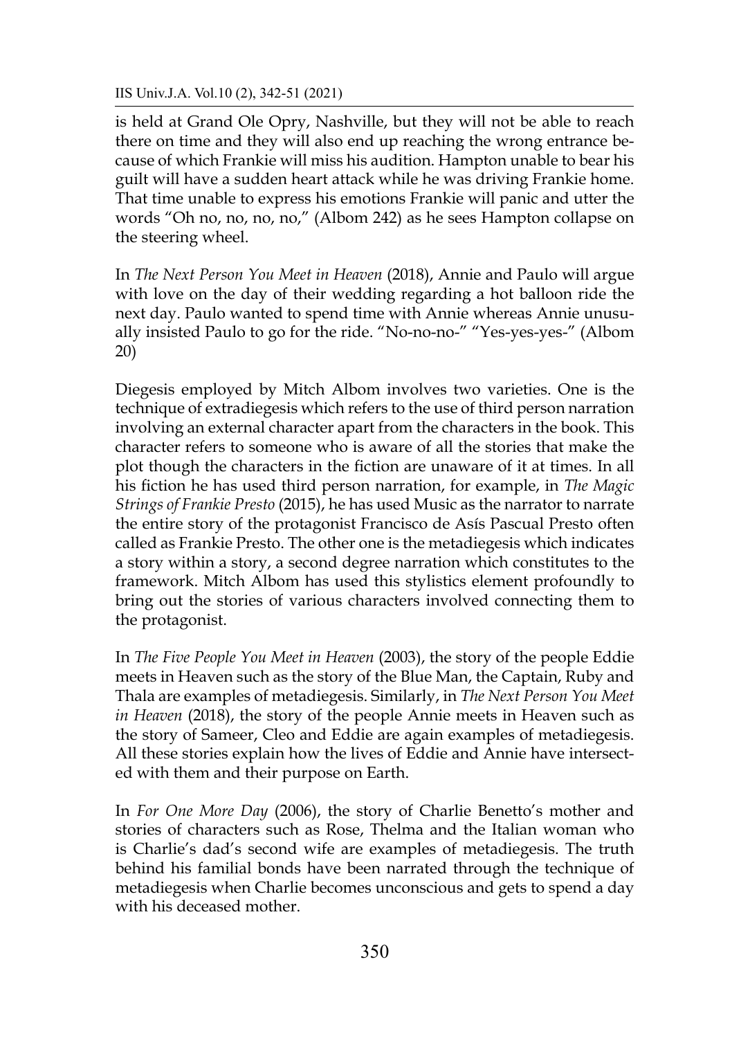is held at Grand Ole Opry, Nashville, but they will not be able to reach there on time and they will also end up reaching the wrong entrance because of which Frankie will miss his audition. Hampton unable to bear his guilt will have a sudden heart attack while he was driving Frankie home. That time unable to express his emotions Frankie will panic and utter the words "Oh no, no, no, no," (Albom 242) as he sees Hampton collapse on the steering wheel.

In *The Next Person You Meet in Heaven* (2018), Annie and Paulo will argue with love on the day of their wedding regarding a hot balloon ride the next day. Paulo wanted to spend time with Annie whereas Annie unusually insisted Paulo to go for the ride. "No-no-no-" "Yes-yes-yes-" (Albom 20)

Diegesis employed by Mitch Albom involves two varieties. One is the technique of extradiegesis which refers to the use of third person narration involving an external character apart from the characters in the book. This character refers to someone who is aware of all the stories that make the plot though the characters in the fiction are unaware of it at times. In all his fiction he has used third person narration, for example, in *The Magic Strings of Frankie Presto* (2015), he has used Music as the narrator to narrate the entire story of the protagonist Francisco de Asís Pascual Presto often called as Frankie Presto. The other one is the metadiegesis which indicates a story within a story, a second degree narration which constitutes to the framework. Mitch Albom has used this stylistics element profoundly to bring out the stories of various characters involved connecting them to the protagonist.

In *The Five People You Meet in Heaven* (2003), the story of the people Eddie meets in Heaven such as the story of the Blue Man, the Captain, Ruby and Thala are examples of metadiegesis. Similarly, in *The Next Person You Meet in Heaven* (2018), the story of the people Annie meets in Heaven such as the story of Sameer, Cleo and Eddie are again examples of metadiegesis. All these stories explain how the lives of Eddie and Annie have intersected with them and their purpose on Earth.

In *For One More Day* (2006), the story of Charlie Benetto's mother and stories of characters such as Rose, Thelma and the Italian woman who is Charlie's dad's second wife are examples of metadiegesis. The truth behind his familial bonds have been narrated through the technique of metadiegesis when Charlie becomes unconscious and gets to spend a day with his deceased mother.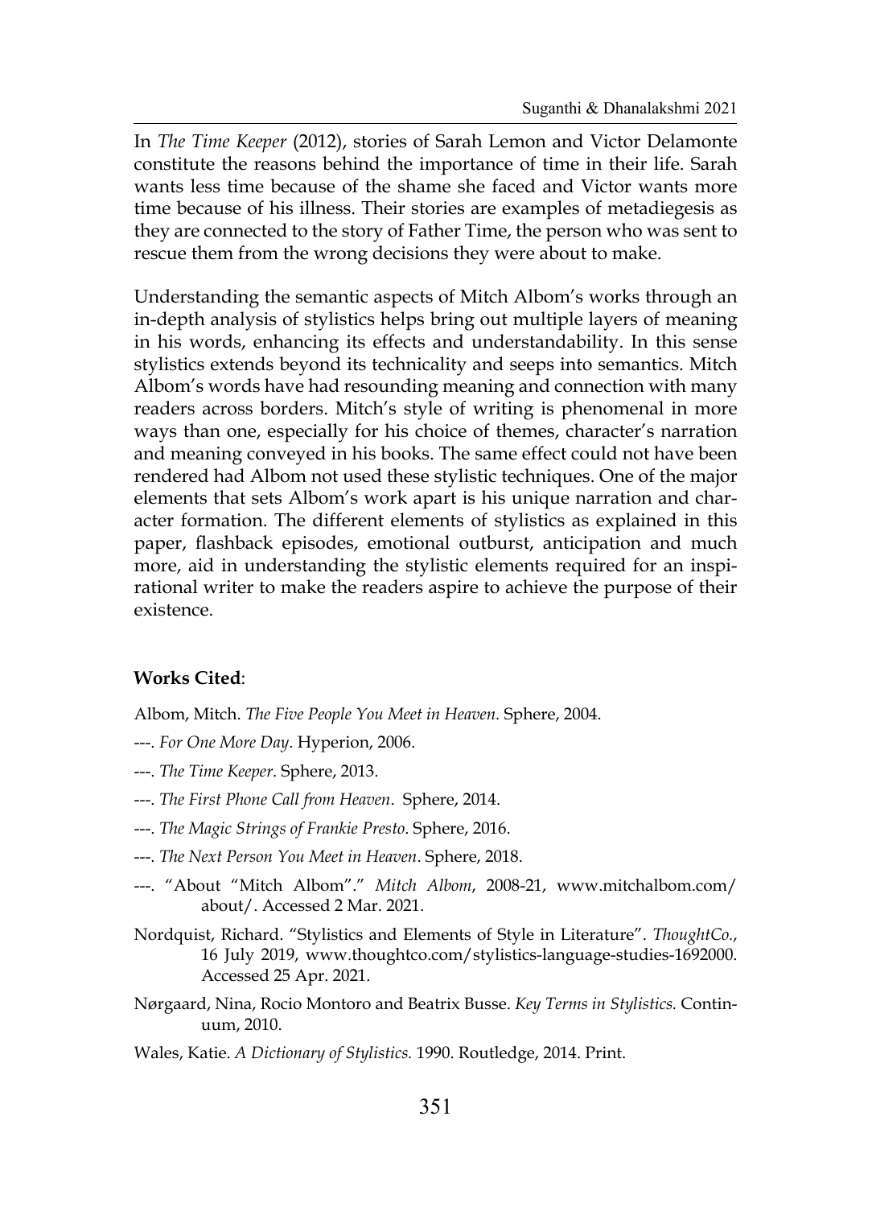In *The Time Keeper* (2012), stories of Sarah Lemon and Victor Delamonte constitute the reasons behind the importance of time in their life. Sarah wants less time because of the shame she faced and Victor wants more time because of his illness. Their stories are examples of metadiegesis as they are connected to the story of Father Time, the person who was sent to rescue them from the wrong decisions they were about to make.

Understanding the semantic aspects of Mitch Albom's works through an in-depth analysis of stylistics helps bring out multiple layers of meaning in his words, enhancing its effects and understandability. In this sense stylistics extends beyond its technicality and seeps into semantics. Mitch Albom's words have had resounding meaning and connection with many readers across borders. Mitch's style of writing is phenomenal in more ways than one, especially for his choice of themes, character's narration and meaning conveyed in his books. The same effect could not have been rendered had Albom not used these stylistic techniques. One of the major elements that sets Albom's work apart is his unique narration and character formation. The different elements of stylistics as explained in this paper, flashback episodes, emotional outburst, anticipation and much more, aid in understanding the stylistic elements required for an inspirational writer to make the readers aspire to achieve the purpose of their existence.

**Works Cited**:

Albom, Mitch. *The Five People You Meet in Heaven.* Sphere, 2004.

---. *For One More Day*. Hyperion, 2006.

---. *The Time Keeper*. Sphere, 2013.

---. *The First Phone Call from Heaven*. Sphere, 2014.

---. *The Magic Strings of Frankie Presto*. Sphere, 2016.

---. *The Next Person You Meet in Heaven*. Sphere, 2018.

---. "About "Mitch Albom"." *Mitch Albom*, 2008-21, www.mitchalbom.com/about/. Accessed 2 Mar. 2021.

Nordquist, Richard. "Stylistics and Elements of Style in Literature". *ThoughtCo.*, 16 July 2019, www.thoughtco.com/stylistics-language-studies-1692000. Accessed 25 Apr. 2021.

Nørgaard, Nina, Rocio Montoro and Beatrix Busse. *Key Terms in Stylistics.* Continuum, 2010.

Wales, Katie. *A Dictionary of Stylistics.* 1990. Routledge, 2014. Print.